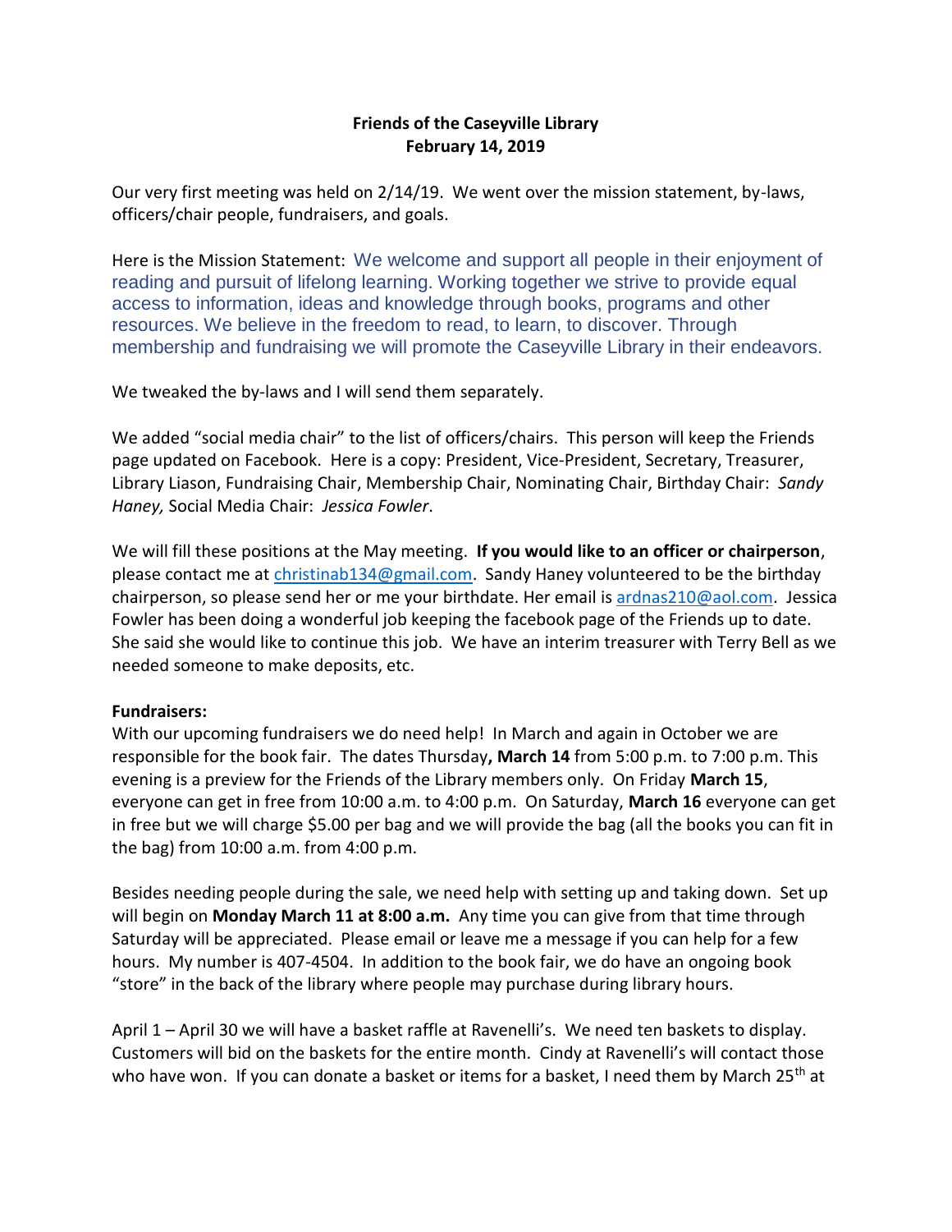**Friends of the Caseyville Library**
**February 14, 2019**

Our very first meeting was held on 2/14/19. We went over the mission statement, by-laws, officers/chair people, fundraisers, and goals.

Here is the Mission Statement: We welcome and support all people in their enjoyment of reading and pursuit of lifelong learning. Working together we strive to provide equal access to information, ideas and knowledge through books, programs and other resources. We believe in the freedom to read, to learn, to discover. Through membership and fundraising we will promote the Caseyville Library in their endeavors.

We tweaked the by-laws and I will send them separately.

We added "social media chair" to the list of officers/chairs. This person will keep the Friends page updated on Facebook. Here is a copy: President, Vice-President, Secretary, Treasurer, Library Liason, Fundraising Chair, Membership Chair, Nominating Chair, Birthday Chair: *Sandy Haney,* Social Media Chair: *Jessica Fowler*.

We will fill these positions at the May meeting. **If you would like to an officer or chairperson**, please contact me at christinab134@gmail.com. Sandy Haney volunteered to be the birthday chairperson, so please send her or me your birthdate. Her email is ardnas210@aol.com. Jessica Fowler has been doing a wonderful job keeping the facebook page of the Friends up to date. She said she would like to continue this job. We have an interim treasurer with Terry Bell as we needed someone to make deposits, etc.

**Fundraisers:**
With our upcoming fundraisers we do need help! In March and again in October we are responsible for the book fair. The dates Thursday**, March 14** from 5:00 p.m. to 7:00 p.m. This evening is a preview for the Friends of the Library members only. On Friday **March 15**, everyone can get in free from 10:00 a.m. to 4:00 p.m. On Saturday, **March 16** everyone can get in free but we will charge $5.00 per bag and we will provide the bag (all the books you can fit in the bag) from 10:00 a.m. from 4:00 p.m.

Besides needing people during the sale, we need help with setting up and taking down. Set up will begin on **Monday March 11 at 8:00 a.m.** Any time you can give from that time through Saturday will be appreciated. Please email or leave me a message if you can help for a few hours. My number is 407-4504. In addition to the book fair, we do have an ongoing book "store" in the back of the library where people may purchase during library hours.

April 1 – April 30 we will have a basket raffle at Ravenelli's. We need ten baskets to display. Customers will bid on the baskets for the entire month. Cindy at Ravenelli's will contact those who have won. If you can donate a basket or items for a basket, I need them by March 25th at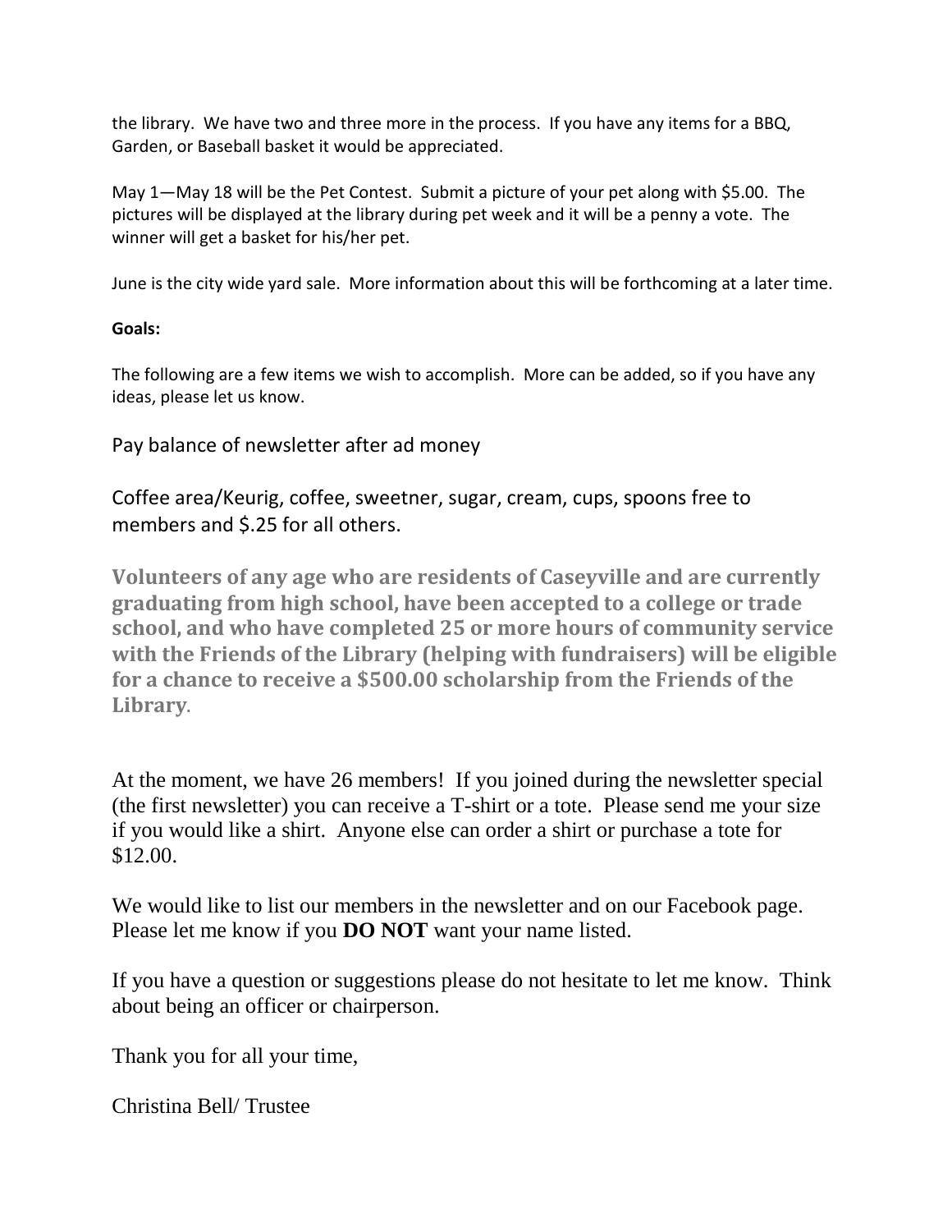the library. We have two and three more in the process. If you have any items for a BBQ, Garden, or Baseball basket it would be appreciated.

May 1—May 18 will be the Pet Contest. Submit a picture of your pet along with $5.00. The pictures will be displayed at the library during pet week and it will be a penny a vote. The winner will get a basket for his/her pet.

June is the city wide yard sale. More information about this will be forthcoming at a later time.

**Goals:**

The following are a few items we wish to accomplish. More can be added, so if you have any ideas, please let us know.

Pay balance of newsletter after ad money

Coffee area/Keurig, coffee, sweetner, sugar, cream, cups, spoons free to members and $.25 for all others.

**Volunteers of any age who are residents of Caseyville and are currently graduating from high school, have been accepted to a college or trade school, and who have completed 25 or more hours of community service with the Friends of the Library (helping with fundraisers) will be eligible for a chance to receive a $500.00 scholarship from the Friends of the Library**.

At the moment, we have 26 members! If you joined during the newsletter special (the first newsletter) you can receive a T-shirt or a tote. Please send me your size if you would like a shirt. Anyone else can order a shirt or purchase a tote for $12.00.

We would like to list our members in the newsletter and on our Facebook page. Please let me know if you **DO NOT** want your name listed.

If you have a question or suggestions please do not hesitate to let me know. Think about being an officer or chairperson.

Thank you for all your time,

Christina Bell/ Trustee